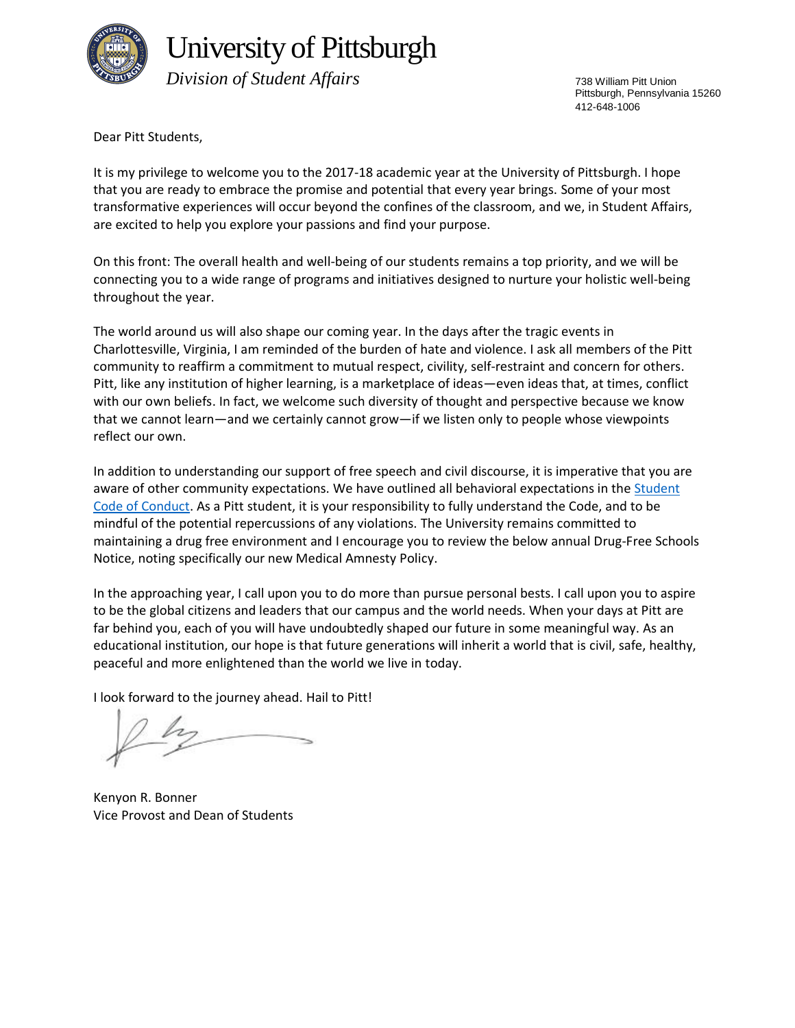# University of Pittsburgh

*Division of Student Affairs*

738 William Pitt Union
Pittsburgh, Pennsylvania 15260
412-648-1006

Dear Pitt Students,

It is my privilege to welcome you to the 2017-18 academic year at the University of Pittsburgh. I hope that you are ready to embrace the promise and potential that every year brings. Some of your most transformative experiences will occur beyond the confines of the classroom, and we, in Student Affairs, are excited to help you explore your passions and find your purpose.

On this front: The overall health and well-being of our students remains a top priority, and we will be connecting you to a wide range of programs and initiatives designed to nurture your holistic well-being throughout the year.

The world around us will also shape our coming year. In the days after the tragic events in Charlottesville, Virginia, I am reminded of the burden of hate and violence. I ask all members of the Pitt community to reaffirm a commitment to mutual respect, civility, self-restraint and concern for others. Pitt, like any institution of higher learning, is a marketplace of ideas—even ideas that, at times, conflict with our own beliefs. In fact, we welcome such diversity of thought and perspective because we know that we cannot learn—and we certainly cannot grow—if we listen only to people whose viewpoints reflect our own.

In addition to understanding our support of free speech and civil discourse, it is imperative that you are aware of other community expectations. We have outlined all behavioral expectations in the Student Code of Conduct. As a Pitt student, it is your responsibility to fully understand the Code, and to be mindful of the potential repercussions of any violations. The University remains committed to maintaining a drug free environment and I encourage you to review the below annual Drug-Free Schools Notice, noting specifically our new Medical Amnesty Policy.

In the approaching year, I call upon you to do more than pursue personal bests. I call upon you to aspire to be the global citizens and leaders that our campus and the world needs. When your days at Pitt are far behind you, each of you will have undoubtedly shaped our future in some meaningful way. As an educational institution, our hope is that future generations will inherit a world that is civil, safe, healthy, peaceful and more enlightened than the world we live in today.

I look forward to the journey ahead. Hail to Pitt!

Kenyon R. Bonner
Vice Provost and Dean of Students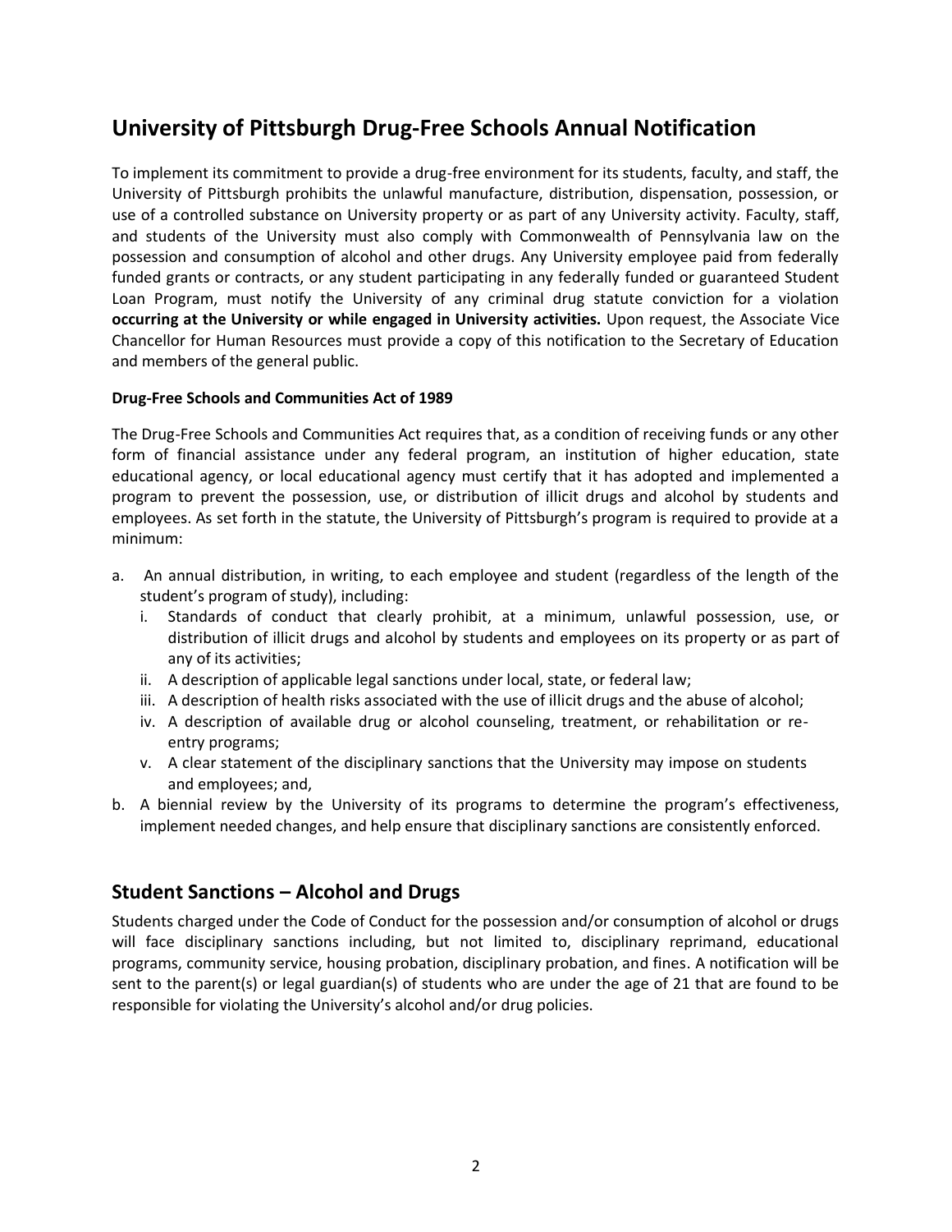# University of Pittsburgh Drug-Free Schools Annual Notification

To implement its commitment to provide a drug-free environment for its students, faculty, and staff, the University of Pittsburgh prohibits the unlawful manufacture, distribution, dispensation, possession, or use of a controlled substance on University property or as part of any University activity. Faculty, staff, and students of the University must also comply with Commonwealth of Pennsylvania law on the possession and consumption of alcohol and other drugs. Any University employee paid from federally funded grants or contracts, or any student participating in any federally funded or guaranteed Student Loan Program, must notify the University of any criminal drug statute conviction for a violation **occurring at the University or while engaged in University activities.** Upon request, the Associate Vice Chancellor for Human Resources must provide a copy of this notification to the Secretary of Education and members of the general public.

**Drug-Free Schools and Communities Act of 1989**

The Drug-Free Schools and Communities Act requires that, as a condition of receiving funds or any other form of financial assistance under any federal program, an institution of higher education, state educational agency, or local educational agency must certify that it has adopted and implemented a program to prevent the possession, use, or distribution of illicit drugs and alcohol by students and employees. As set forth in the statute, the University of Pittsburgh's program is required to provide at a minimum:

a. An annual distribution, in writing, to each employee and student (regardless of the length of the student's program of study), including:
   i. Standards of conduct that clearly prohibit, at a minimum, unlawful possession, use, or distribution of illicit drugs and alcohol by students and employees on its property or as part of any of its activities;
   ii. A description of applicable legal sanctions under local, state, or federal law;
   iii. A description of health risks associated with the use of illicit drugs and the abuse of alcohol;
   iv. A description of available drug or alcohol counseling, treatment, or rehabilitation or re-entry programs;
   v. A clear statement of the disciplinary sanctions that the University may impose on students and employees; and,

b. A biennial review by the University of its programs to determine the program's effectiveness, implement needed changes, and help ensure that disciplinary sanctions are consistently enforced.

## Student Sanctions – Alcohol and Drugs

Students charged under the Code of Conduct for the possession and/or consumption of alcohol or drugs will face disciplinary sanctions including, but not limited to, disciplinary reprimand, educational programs, community service, housing probation, disciplinary probation, and fines. A notification will be sent to the parent(s) or legal guardian(s) of students who are under the age of 21 that are found to be responsible for violating the University's alcohol and/or drug policies.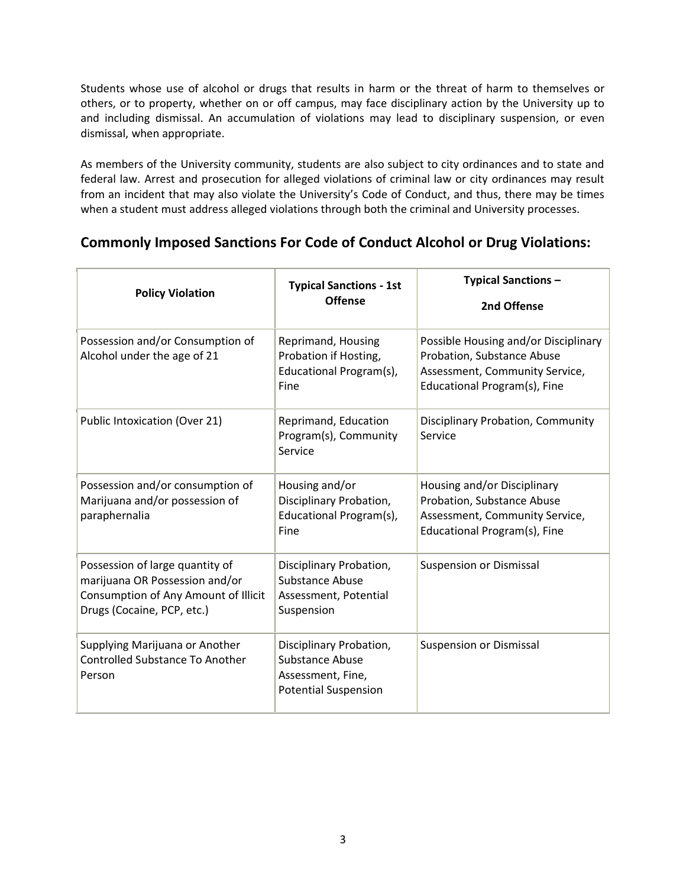Students whose use of alcohol or drugs that results in harm or the threat of harm to themselves or others, or to property, whether on or off campus, may face disciplinary action by the University up to and including dismissal. An accumulation of violations may lead to disciplinary suspension, or even dismissal, when appropriate.

As members of the University community, students are also subject to city ordinances and to state and federal law. Arrest and prosecution for alleged violations of criminal law or city ordinances may result from an incident that may also violate the University's Code of Conduct, and thus, there may be times when a student must address alleged violations through both the criminal and University processes.

## Commonly Imposed Sanctions For Code of Conduct Alcohol or Drug Violations:

| Policy Violation | Typical Sanctions - 1st Offense | Typical Sanctions – 2nd Offense |
|---|---|---|
| Possession and/or Consumption of Alcohol under the age of 21 | Reprimand, Housing Probation if Hosting, Educational Program(s), Fine | Possible Housing and/or Disciplinary Probation, Substance Abuse Assessment, Community Service, Educational Program(s), Fine |
| Public Intoxication (Over 21) | Reprimand, Education Program(s), Community Service | Disciplinary Probation, Community Service |
| Possession and/or consumption of Marijuana and/or possession of paraphernalia | Housing and/or Disciplinary Probation, Educational Program(s), Fine | Housing and/or Disciplinary Probation, Substance Abuse Assessment, Community Service, Educational Program(s), Fine |
| Possession of large quantity of marijuana OR Possession and/or Consumption of Any Amount of Illicit Drugs (Cocaine, PCP, etc.) | Disciplinary Probation, Substance Abuse Assessment, Potential Suspension | Suspension or Dismissal |
| Supplying Marijuana or Another Controlled Substance To Another Person | Disciplinary Probation, Substance Abuse Assessment, Fine, Potential Suspension | Suspension or Dismissal |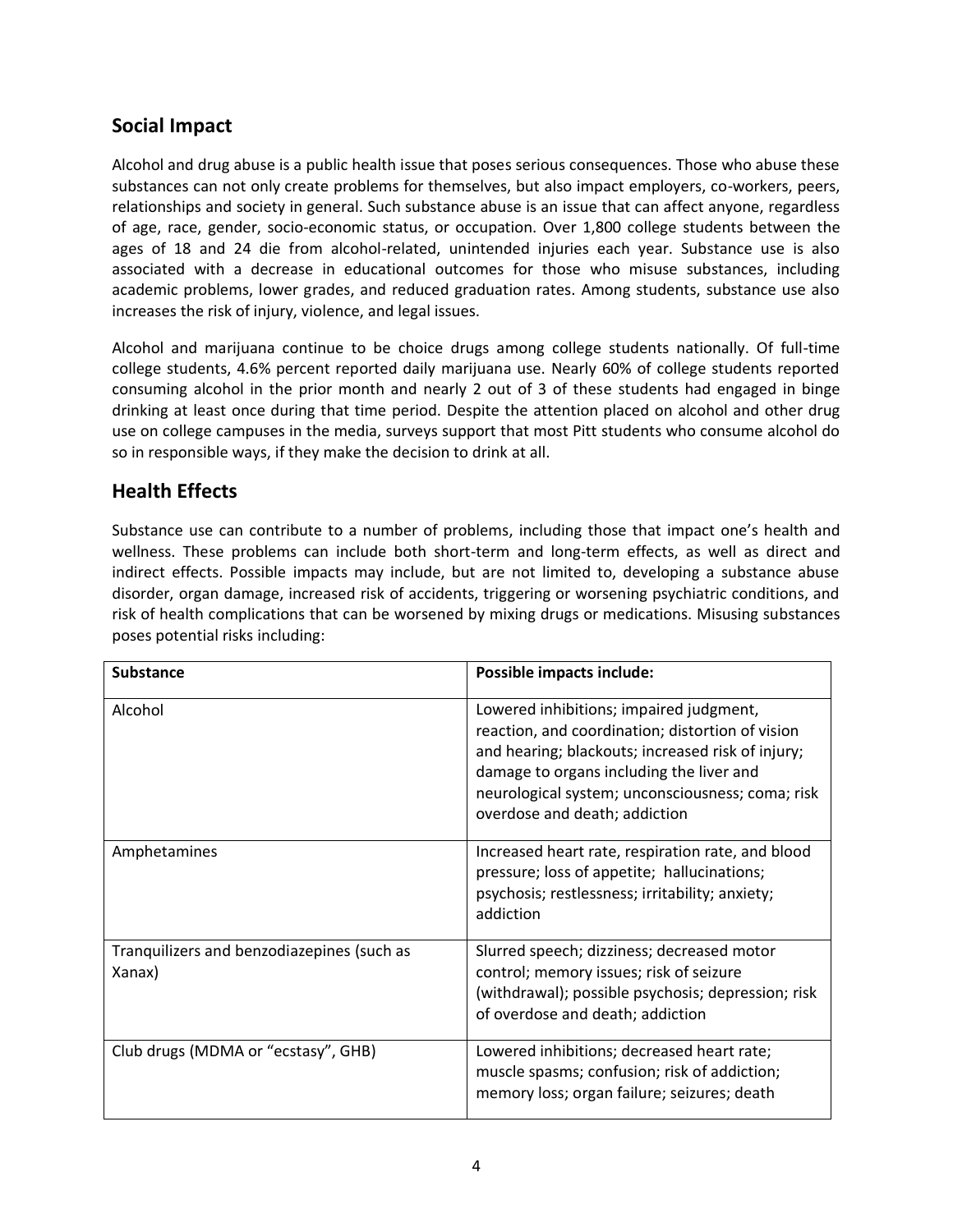## Social Impact

Alcohol and drug abuse is a public health issue that poses serious consequences. Those who abuse these substances can not only create problems for themselves, but also impact employers, co-workers, peers, relationships and society in general. Such substance abuse is an issue that can affect anyone, regardless of age, race, gender, socio-economic status, or occupation. Over 1,800 college students between the ages of 18 and 24 die from alcohol-related, unintended injuries each year. Substance use is also associated with a decrease in educational outcomes for those who misuse substances, including academic problems, lower grades, and reduced graduation rates. Among students, substance use also increases the risk of injury, violence, and legal issues.

Alcohol and marijuana continue to be choice drugs among college students nationally. Of full-time college students, 4.6% percent reported daily marijuana use. Nearly 60% of college students reported consuming alcohol in the prior month and nearly 2 out of 3 of these students had engaged in binge drinking at least once during that time period. Despite the attention placed on alcohol and other drug use on college campuses in the media, surveys support that most Pitt students who consume alcohol do so in responsible ways, if they make the decision to drink at all.

## Health Effects

Substance use can contribute to a number of problems, including those that impact one's health and wellness. These problems can include both short-term and long-term effects, as well as direct and indirect effects. Possible impacts may include, but are not limited to, developing a substance abuse disorder, organ damage, increased risk of accidents, triggering or worsening psychiatric conditions, and risk of health complications that can be worsened by mixing drugs or medications. Misusing substances poses potential risks including:

| **Substance** | **Possible impacts include:** |
|---|---|
| Alcohol | Lowered inhibitions; impaired judgment, reaction, and coordination; distortion of vision and hearing; blackouts; increased risk of injury; damage to organs including the liver and neurological system; unconsciousness; coma; risk overdose and death; addiction |
| Amphetamines | Increased heart rate, respiration rate, and blood pressure; loss of appetite; hallucinations; psychosis; restlessness; irritability; anxiety; addiction |
| Tranquilizers and benzodiazepines (such as Xanax) | Slurred speech; dizziness; decreased motor control; memory issues; risk of seizure (withdrawal); possible psychosis; depression; risk of overdose and death; addiction |
| Club drugs (MDMA or "ecstasy", GHB) | Lowered inhibitions; decreased heart rate; muscle spasms; confusion; risk of addiction; memory loss; organ failure; seizures; death |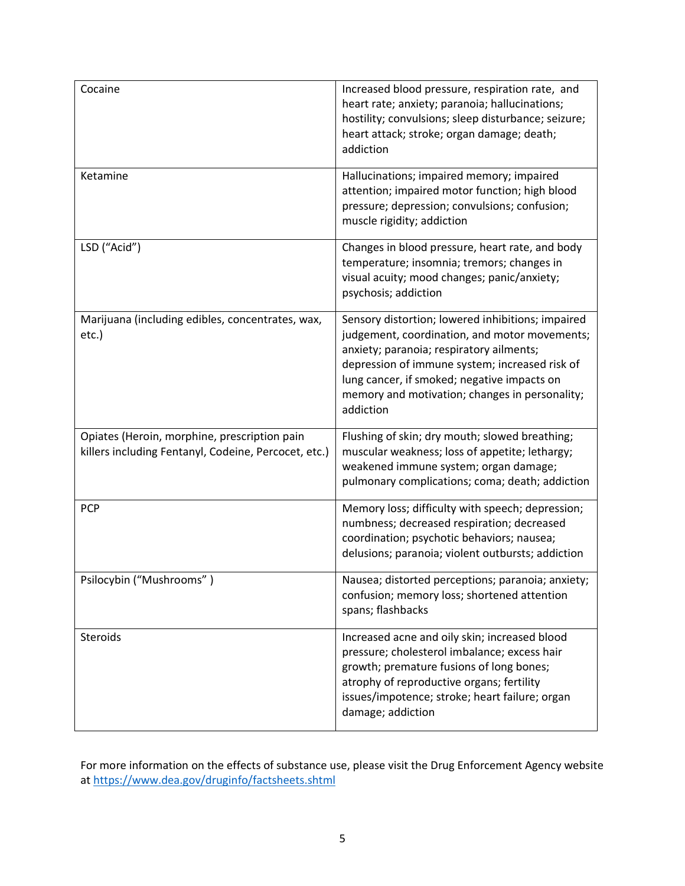| | |
|---|---|
| Cocaine | Increased blood pressure, respiration rate,  and heart rate; anxiety; paranoia; hallucinations; hostility; convulsions; sleep disturbance; seizure; heart attack; stroke; organ damage; death; addiction |
| Ketamine | Hallucinations; impaired memory; impaired attention; impaired motor function; high blood pressure; depression; convulsions; confusion; muscle rigidity; addiction |
| LSD ("Acid") | Changes in blood pressure, heart rate, and body temperature; insomnia; tremors; changes in visual acuity; mood changes; panic/anxiety; psychosis; addiction |
| Marijuana (including edibles, concentrates, wax, etc.) | Sensory distortion; lowered inhibitions; impaired judgement, coordination, and motor movements; anxiety; paranoia; respiratory ailments; depression of immune system; increased risk of lung cancer, if smoked; negative impacts on memory and motivation; changes in personality; addiction |
| Opiates (Heroin, morphine, prescription pain killers including Fentanyl, Codeine, Percocet, etc.) | Flushing of skin; dry mouth; slowed breathing; muscular weakness; loss of appetite; lethargy; weakened immune system; organ damage; pulmonary complications; coma; death; addiction |
| PCP | Memory loss; difficulty with speech; depression; numbness; decreased respiration; decreased coordination; psychotic behaviors; nausea; delusions; paranoia; violent outbursts; addiction |
| Psilocybin ("Mushrooms" ) | Nausea; distorted perceptions; paranoia; anxiety; confusion; memory loss; shortened attention spans; flashbacks |
| Steroids | Increased acne and oily skin; increased blood pressure; cholesterol imbalance; excess hair growth; premature fusions of long bones; atrophy of reproductive organs; fertility issues/impotence; stroke; heart failure; organ damage; addiction |

For more information on the effects of substance use, please visit the Drug Enforcement Agency website at https://www.dea.gov/druginfo/factsheets.shtml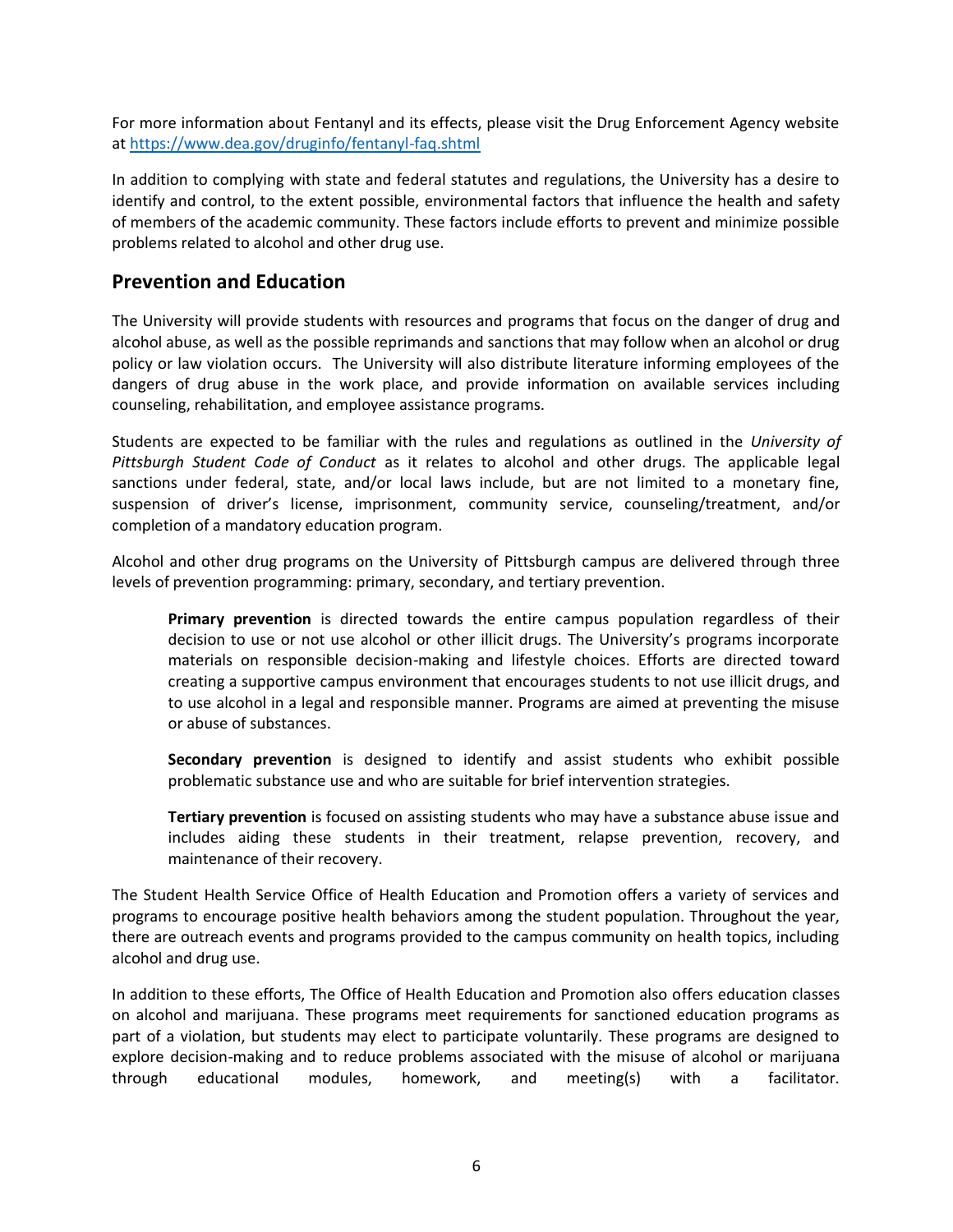For more information about Fentanyl and its effects, please visit the Drug Enforcement Agency website at [https://www.dea.gov/druginfo/fentanyl-faq.shtml](https://www.dea.gov/druginfo/fentanyl-faq.shtml)

In addition to complying with state and federal statutes and regulations, the University has a desire to identify and control, to the extent possible, environmental factors that influence the health and safety of members of the academic community. These factors include efforts to prevent and minimize possible problems related to alcohol and other drug use.

## Prevention and Education

The University will provide students with resources and programs that focus on the danger of drug and alcohol abuse, as well as the possible reprimands and sanctions that may follow when an alcohol or drug policy or law violation occurs. The University will also distribute literature informing employees of the dangers of drug abuse in the work place, and provide information on available services including counseling, rehabilitation, and employee assistance programs.

Students are expected to be familiar with the rules and regulations as outlined in the *University of Pittsburgh Student Code of Conduct* as it relates to alcohol and other drugs. The applicable legal sanctions under federal, state, and/or local laws include, but are not limited to a monetary fine, suspension of driver's license, imprisonment, community service, counseling/treatment, and/or completion of a mandatory education program.

Alcohol and other drug programs on the University of Pittsburgh campus are delivered through three levels of prevention programming: primary, secondary, and tertiary prevention.

> **Primary prevention** is directed towards the entire campus population regardless of their decision to use or not use alcohol or other illicit drugs. The University's programs incorporate materials on responsible decision-making and lifestyle choices. Efforts are directed toward creating a supportive campus environment that encourages students to not use illicit drugs, and to use alcohol in a legal and responsible manner. Programs are aimed at preventing the misuse or abuse of substances.
>
> **Secondary prevention** is designed to identify and assist students who exhibit possible problematic substance use and who are suitable for brief intervention strategies.
>
> **Tertiary prevention** is focused on assisting students who may have a substance abuse issue and includes aiding these students in their treatment, relapse prevention, recovery, and maintenance of their recovery.

The Student Health Service Office of Health Education and Promotion offers a variety of services and programs to encourage positive health behaviors among the student population. Throughout the year, there are outreach events and programs provided to the campus community on health topics, including alcohol and drug use.

In addition to these efforts, The Office of Health Education and Promotion also offers education classes on alcohol and marijuana. These programs meet requirements for sanctioned education programs as part of a violation, but students may elect to participate voluntarily. These programs are designed to explore decision-making and to reduce problems associated with the misuse of alcohol or marijuana through educational modules, homework, and meeting(s) with a facilitator.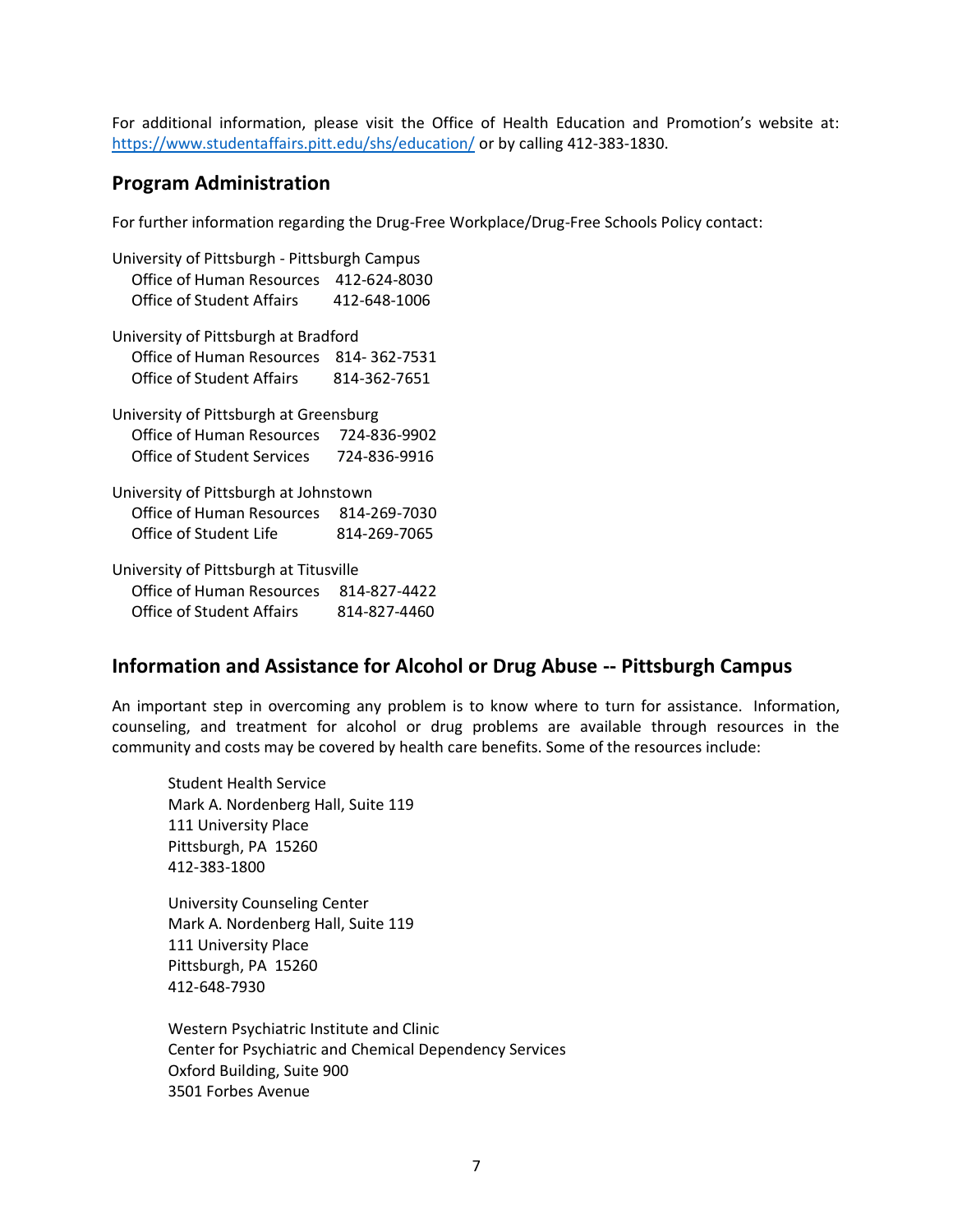For additional information, please visit the Office of Health Education and Promotion's website at: https://www.studentaffairs.pitt.edu/shs/education/ or by calling 412-383-1830.

## Program Administration

For further information regarding the Drug-Free Workplace/Drug-Free Schools Policy contact:

University of Pittsburgh - Pittsburgh Campus
Office of Human Resources 412-624-8030
Office of Student Affairs 412-648-1006

University of Pittsburgh at Bradford
Office of Human Resources 814- 362-7531
Office of Student Affairs 814-362-7651

University of Pittsburgh at Greensburg
Office of Human Resources 724-836-9902
Office of Student Services 724-836-9916

University of Pittsburgh at Johnstown
Office of Human Resources 814-269-7030
Office of Student Life 814-269-7065

University of Pittsburgh at Titusville
Office of Human Resources 814-827-4422
Office of Student Affairs 814-827-4460

## Information and Assistance for Alcohol or Drug Abuse -- Pittsburgh Campus

An important step in overcoming any problem is to know where to turn for assistance. Information, counseling, and treatment for alcohol or drug problems are available through resources in the community and costs may be covered by health care benefits. Some of the resources include:

Student Health Service
Mark A. Nordenberg Hall, Suite 119
111 University Place
Pittsburgh, PA 15260
412-383-1800

University Counseling Center
Mark A. Nordenberg Hall, Suite 119
111 University Place
Pittsburgh, PA 15260
412-648-7930

Western Psychiatric Institute and Clinic
Center for Psychiatric and Chemical Dependency Services
Oxford Building, Suite 900
3501 Forbes Avenue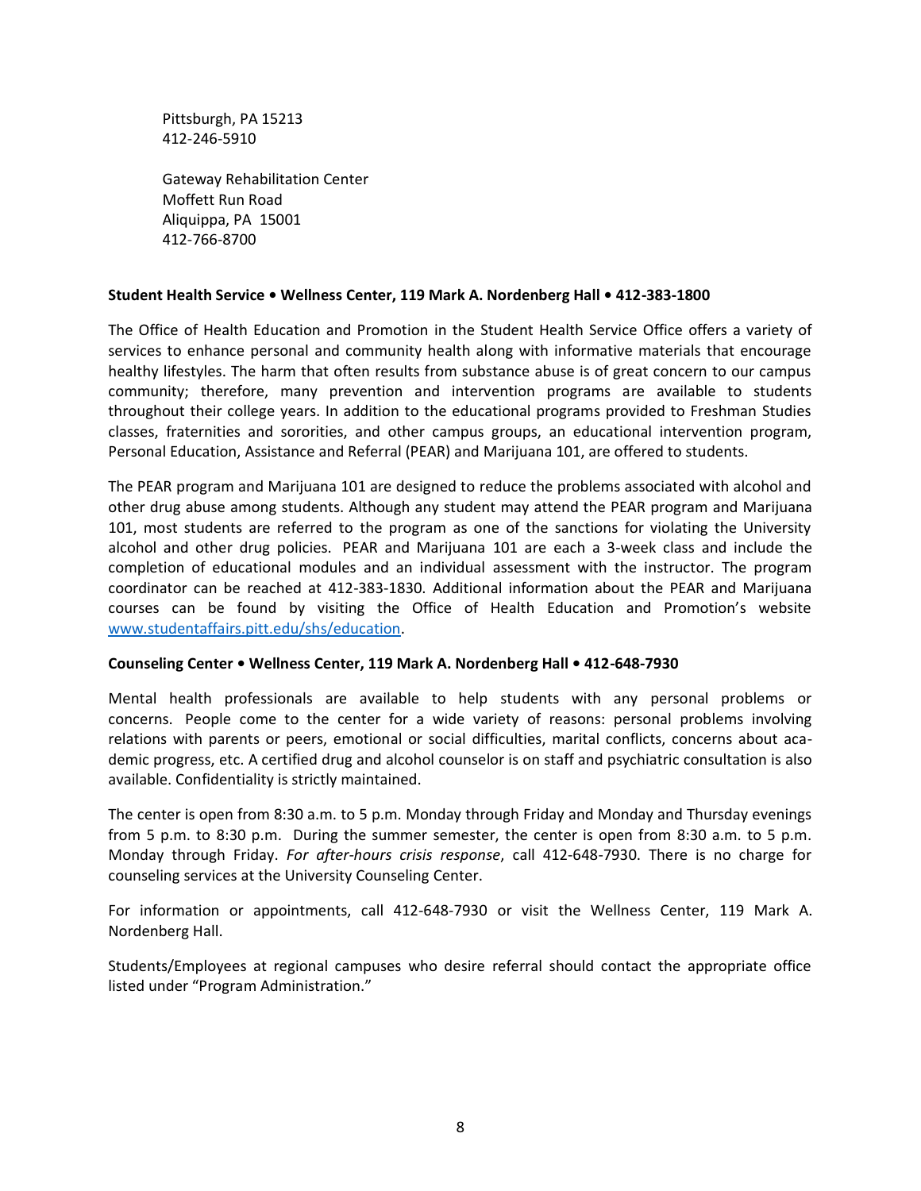Pittsburgh, PA 15213
412-246-5910

Gateway Rehabilitation Center
Moffett Run Road
Aliquippa, PA 15001
412-766-8700

**Student Health Service • Wellness Center, 119 Mark A. Nordenberg Hall • 412-383-1800**

The Office of Health Education and Promotion in the Student Health Service Office offers a variety of services to enhance personal and community health along with informative materials that encourage healthy lifestyles. The harm that often results from substance abuse is of great concern to our campus community; therefore, many prevention and intervention programs are available to students throughout their college years. In addition to the educational programs provided to Freshman Studies classes, fraternities and sororities, and other campus groups, an educational intervention program, Personal Education, Assistance and Referral (PEAR) and Marijuana 101, are offered to students.

The PEAR program and Marijuana 101 are designed to reduce the problems associated with alcohol and other drug abuse among students. Although any student may attend the PEAR program and Marijuana 101, most students are referred to the program as one of the sanctions for violating the University alcohol and other drug policies. PEAR and Marijuana 101 are each a 3-week class and include the completion of educational modules and an individual assessment with the instructor. The program coordinator can be reached at 412-383-1830. Additional information about the PEAR and Marijuana courses can be found by visiting the Office of Health Education and Promotion's website [www.studentaffairs.pitt.edu/shs/education](www.studentaffairs.pitt.edu/shs/education).

**Counseling Center • Wellness Center, 119 Mark A. Nordenberg Hall • 412-648-7930**

Mental health professionals are available to help students with any personal problems or concerns. People come to the center for a wide variety of reasons: personal problems involving relations with parents or peers, emotional or social difficulties, marital conflicts, concerns about academic progress, etc. A certified drug and alcohol counselor is on staff and psychiatric consultation is also available. Confidentiality is strictly maintained.

The center is open from 8:30 a.m. to 5 p.m. Monday through Friday and Monday and Thursday evenings from 5 p.m. to 8:30 p.m. During the summer semester, the center is open from 8:30 a.m. to 5 p.m. Monday through Friday. *For after-hours crisis response*, call 412-648-7930. There is no charge for counseling services at the University Counseling Center.

For information or appointments, call 412-648-7930 or visit the Wellness Center, 119 Mark A. Nordenberg Hall.

Students/Employees at regional campuses who desire referral should contact the appropriate office listed under "Program Administration."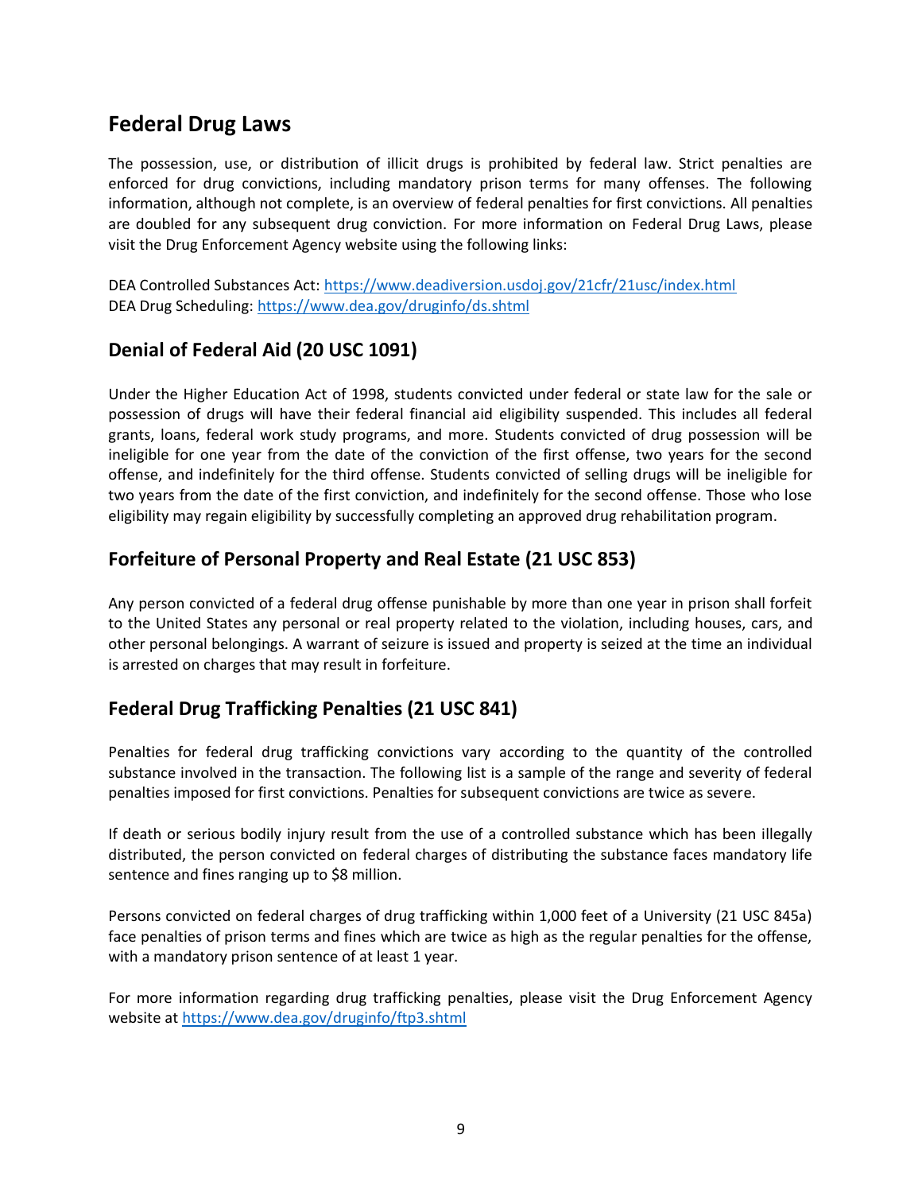## Federal Drug Laws

The possession, use, or distribution of illicit drugs is prohibited by federal law. Strict penalties are enforced for drug convictions, including mandatory prison terms for many offenses. The following information, although not complete, is an overview of federal penalties for first convictions. All penalties are doubled for any subsequent drug conviction. For more information on Federal Drug Laws, please visit the Drug Enforcement Agency website using the following links:

DEA Controlled Substances Act: [https://www.deadiversion.usdoj.gov/21cfr/21usc/index.html](https://www.deadiversion.usdoj.gov/21cfr/21usc/index.html)
DEA Drug Scheduling: [https://www.dea.gov/druginfo/ds.shtml](https://www.dea.gov/druginfo/ds.shtml)

## Denial of Federal Aid (20 USC 1091)

Under the Higher Education Act of 1998, students convicted under federal or state law for the sale or possession of drugs will have their federal financial aid eligibility suspended. This includes all federal grants, loans, federal work study programs, and more. Students convicted of drug possession will be ineligible for one year from the date of the conviction of the first offense, two years for the second offense, and indefinitely for the third offense. Students convicted of selling drugs will be ineligible for two years from the date of the first conviction, and indefinitely for the second offense. Those who lose eligibility may regain eligibility by successfully completing an approved drug rehabilitation program.

## Forfeiture of Personal Property and Real Estate (21 USC 853)

Any person convicted of a federal drug offense punishable by more than one year in prison shall forfeit to the United States any personal or real property related to the violation, including houses, cars, and other personal belongings. A warrant of seizure is issued and property is seized at the time an individual is arrested on charges that may result in forfeiture.

## Federal Drug Trafficking Penalties (21 USC 841)

Penalties for federal drug trafficking convictions vary according to the quantity of the controlled substance involved in the transaction. The following list is a sample of the range and severity of federal penalties imposed for first convictions. Penalties for subsequent convictions are twice as severe.

If death or serious bodily injury result from the use of a controlled substance which has been illegally distributed, the person convicted on federal charges of distributing the substance faces mandatory life sentence and fines ranging up to $8 million.

Persons convicted on federal charges of drug trafficking within 1,000 feet of a University (21 USC 845a) face penalties of prison terms and fines which are twice as high as the regular penalties for the offense, with a mandatory prison sentence of at least 1 year.

For more information regarding drug trafficking penalties, please visit the Drug Enforcement Agency website at [https://www.dea.gov/druginfo/ftp3.shtml](https://www.dea.gov/druginfo/ftp3.shtml)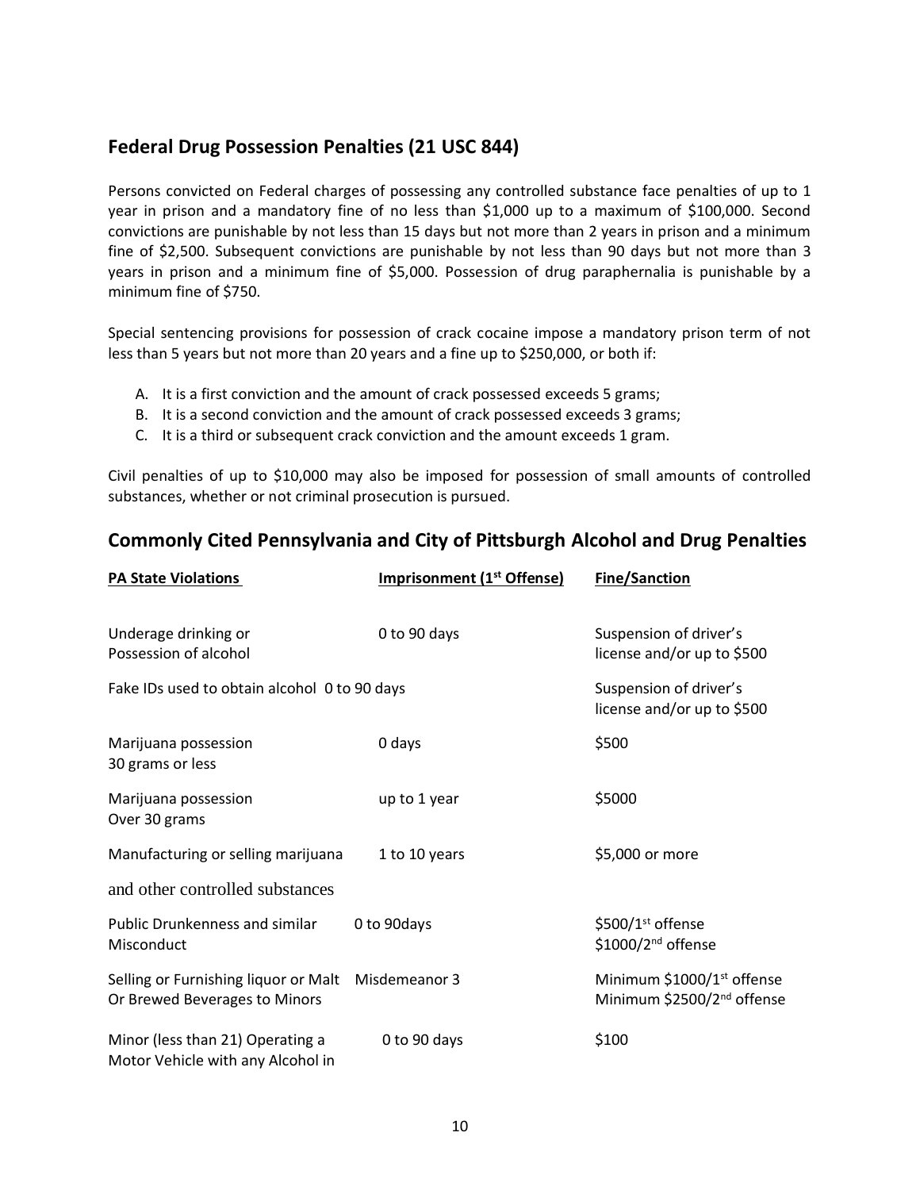## Federal Drug Possession Penalties (21 USC 844)

Persons convicted on Federal charges of possessing any controlled substance face penalties of up to 1 year in prison and a mandatory fine of no less than $1,000 up to a maximum of $100,000. Second convictions are punishable by not less than 15 days but not more than 2 years in prison and a minimum fine of $2,500. Subsequent convictions are punishable by not less than 90 days but not more than 3 years in prison and a minimum fine of $5,000. Possession of drug paraphernalia is punishable by a minimum fine of $750.

Special sentencing provisions for possession of crack cocaine impose a mandatory prison term of not less than 5 years but not more than 20 years and a fine up to $250,000, or both if:

A. It is a first conviction and the amount of crack possessed exceeds 5 grams;
B. It is a second conviction and the amount of crack possessed exceeds 3 grams;
C. It is a third or subsequent crack conviction and the amount exceeds 1 gram.

Civil penalties of up to $10,000 may also be imposed for possession of small amounts of controlled substances, whether or not criminal prosecution is pursued.

## Commonly Cited Pennsylvania and City of Pittsburgh Alcohol and Drug Penalties

| PA State Violations | Imprisonment (1st Offense) | Fine/Sanction |
|---|---|---|
| Underage drinking or Possession of alcohol | 0 to 90 days | Suspension of driver's license and/or up to $500 |
| Fake IDs used to obtain alcohol | 0 to 90 days | Suspension of driver's license and/or up to $500 |
| Marijuana possession 30 grams or less | 0 days | $500 |
| Marijuana possession Over 30 grams | up to 1 year | $5000 |
| Manufacturing or selling marijuana and other controlled substances | 1 to 10 years | $5,000 or more |
| Public Drunkenness and similar Misconduct | 0 to 90days | $500/1st offense<br>$1000/2nd offense |
| Selling or Furnishing liquor or Malt Or Brewed Beverages to Minors | Misdemeanor 3 | Minimum $1000/1st offense<br>Minimum $2500/2nd offense |
| Minor (less than 21) Operating a Motor Vehicle with any Alcohol in | 0 to 90 days | $100 |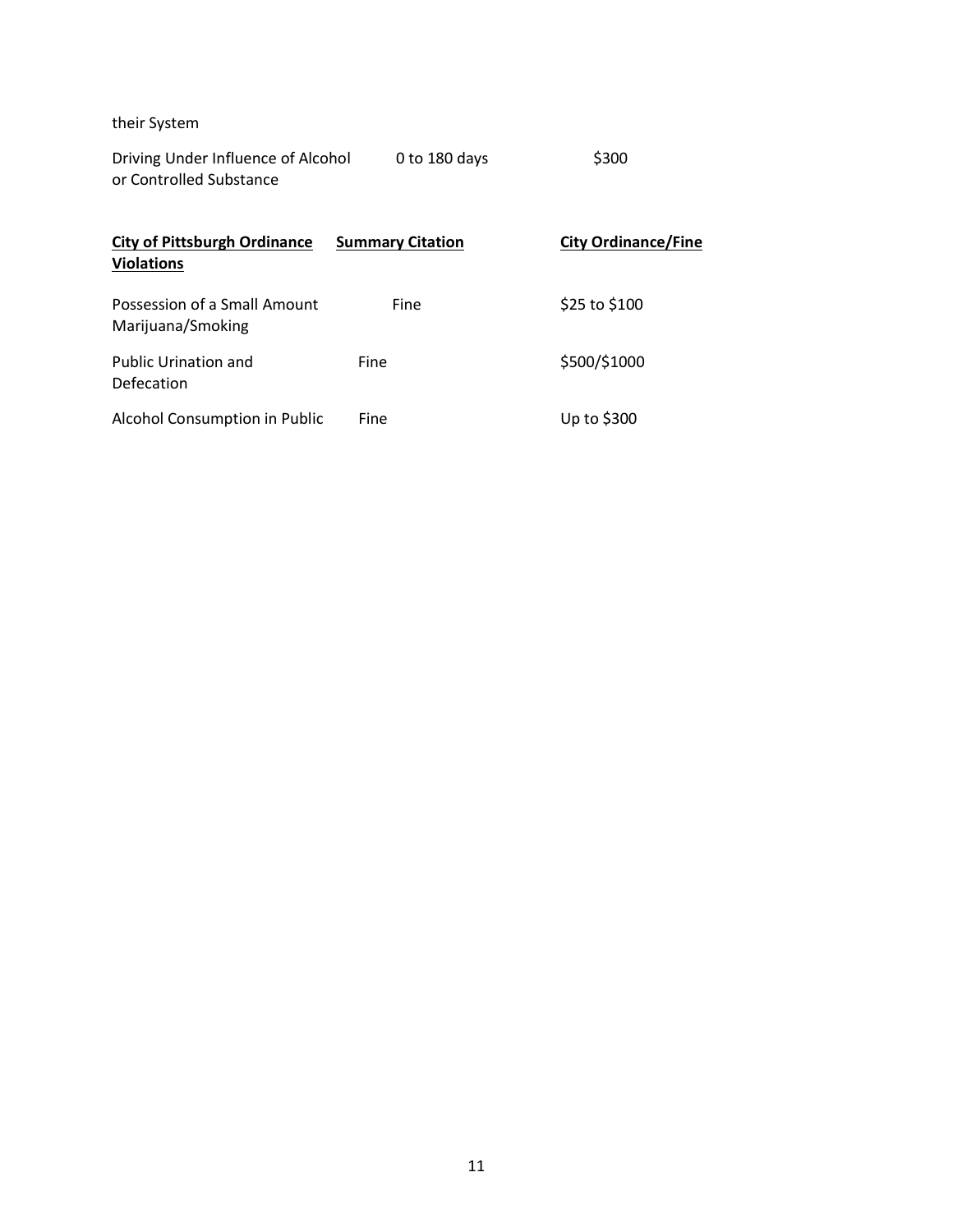| | | |
|---|---|---|
| their System | | |
| Driving Under Influence of Alcohol or Controlled Substance | 0 to 180 days | $300 |

| **City of Pittsburgh Ordinance Violations** | **Summary Citation** | **City Ordinance/Fine** |
|---|---|---|
| Possession of a Small Amount Marijuana/Smoking | Fine | $25 to $100 |
| Public Urination and Defecation | Fine | $500/$1000 |
| Alcohol Consumption in Public | Fine | Up to $300 |